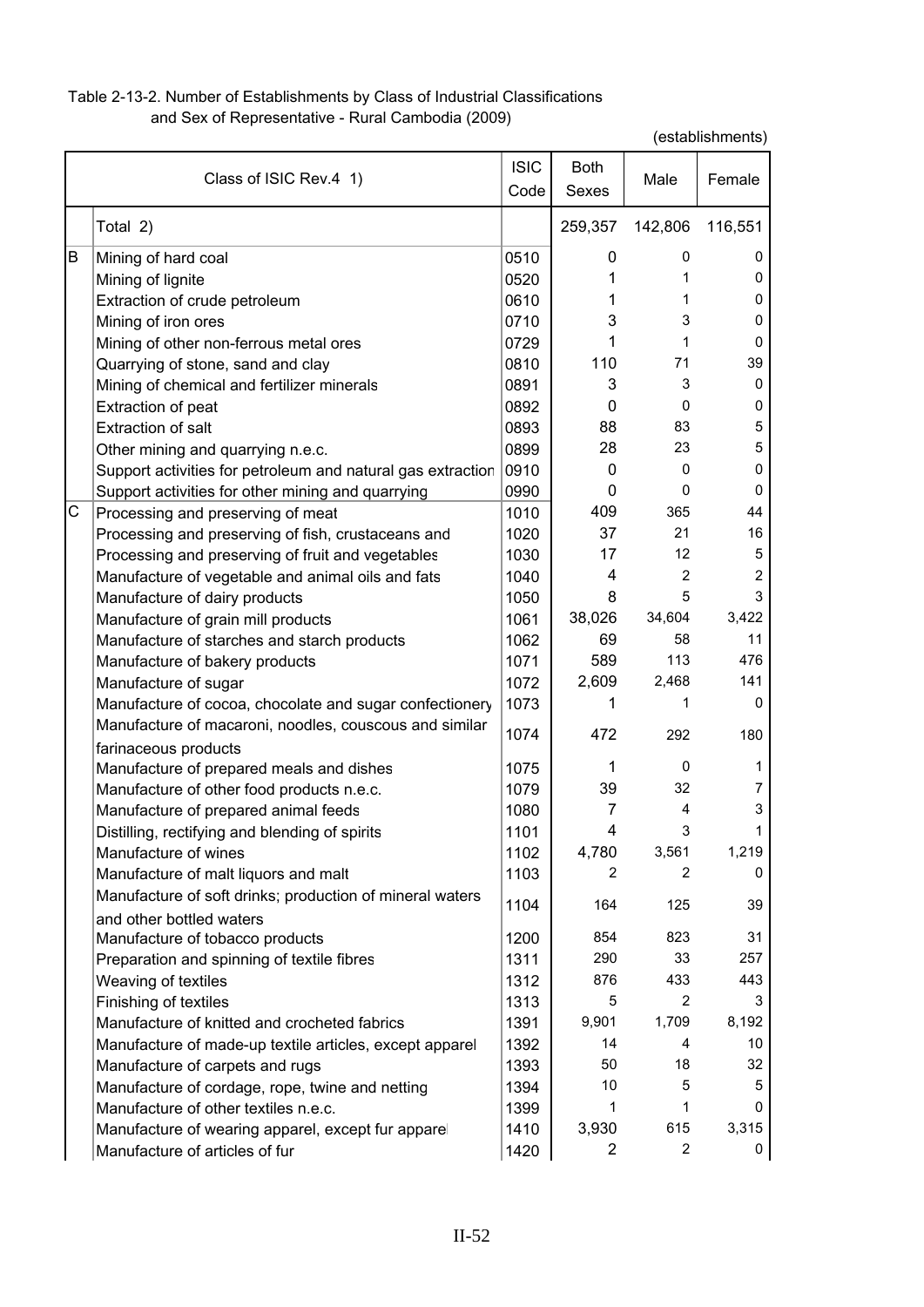Table 2-13-2. Number of Establishments by Class of Industrial Classifications and Sex of Representative - Rural Cambodia (2009)

(establishments)

| | Class of ISIC Rev.4 1) | ISIC Code | Both Sexes | Male | Female |
|---|---|---|---|---|---|
| | Total 2) | | 259,357 | 142,806 | 116,551 |
| B | Mining of hard coal | 0510 | 0 | 0 | 0 |
| | Mining of lignite | 0520 | 1 | 1 | 0 |
| | Extraction of crude petroleum | 0610 | 1 | 1 | 0 |
| | Mining of iron ores | 0710 | 3 | 3 | 0 |
| | Mining of other non-ferrous metal ores | 0729 | 1 | 1 | 0 |
| | Quarrying of stone, sand and clay | 0810 | 110 | 71 | 39 |
| | Mining of chemical and fertilizer minerals | 0891 | 3 | 3 | 0 |
| | Extraction of peat | 0892 | 0 | 0 | 0 |
| | Extraction of salt | 0893 | 88 | 83 | 5 |
| | Other mining and quarrying n.e.c. | 0899 | 28 | 23 | 5 |
| | Support activities for petroleum and natural gas extraction | 0910 | 0 | 0 | 0 |
| | Support activities for other mining and quarrying | 0990 | 0 | 0 | 0 |
| C | Processing and preserving of meat | 1010 | 409 | 365 | 44 |
| | Processing and preserving of fish, crustaceans and | 1020 | 37 | 21 | 16 |
| | Processing and preserving of fruit and vegetables | 1030 | 17 | 12 | 5 |
| | Manufacture of vegetable and animal oils and fats | 1040 | 4 | 2 | 2 |
| | Manufacture of dairy products | 1050 | 8 | 5 | 3 |
| | Manufacture of grain mill products | 1061 | 38,026 | 34,604 | 3,422 |
| | Manufacture of starches and starch products | 1062 | 69 | 58 | 11 |
| | Manufacture of bakery products | 1071 | 589 | 113 | 476 |
| | Manufacture of sugar | 1072 | 2,609 | 2,468 | 141 |
| | Manufacture of cocoa, chocolate and sugar confectionery | 1073 | 1 | 1 | 0 |
| | Manufacture of macaroni, noodles, couscous and similar farinaceous products | 1074 | 472 | 292 | 180 |
| | Manufacture of prepared meals and dishes | 1075 | 1 | 0 | 1 |
| | Manufacture of other food products n.e.c. | 1079 | 39 | 32 | 7 |
| | Manufacture of prepared animal feeds | 1080 | 7 | 4 | 3 |
| | Distilling, rectifying and blending of spirits | 1101 | 4 | 3 | 1 |
| | Manufacture of wines | 1102 | 4,780 | 3,561 | 1,219 |
| | Manufacture of malt liquors and malt | 1103 | 2 | 2 | 0 |
| | Manufacture of soft drinks; production of mineral waters and other bottled waters | 1104 | 164 | 125 | 39 |
| | Manufacture of tobacco products | 1200 | 854 | 823 | 31 |
| | Preparation and spinning of textile fibres | 1311 | 290 | 33 | 257 |
| | Weaving of textiles | 1312 | 876 | 433 | 443 |
| | Finishing of textiles | 1313 | 5 | 2 | 3 |
| | Manufacture of knitted and crocheted fabrics | 1391 | 9,901 | 1,709 | 8,192 |
| | Manufacture of made-up textile articles, except apparel | 1392 | 14 | 4 | 10 |
| | Manufacture of carpets and rugs | 1393 | 50 | 18 | 32 |
| | Manufacture of cordage, rope, twine and netting | 1394 | 10 | 5 | 5 |
| | Manufacture of other textiles n.e.c. | 1399 | 1 | 1 | 0 |
| | Manufacture of wearing apparel, except fur apparel | 1410 | 3,930 | 615 | 3,315 |
| | Manufacture of articles of fur | 1420 | 2 | 2 | 0 |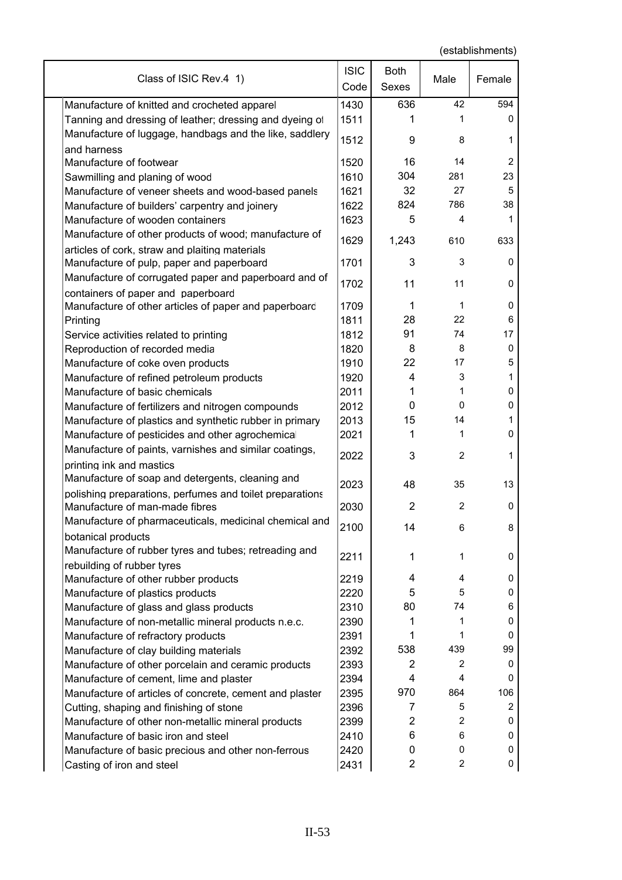(establishments)

| Class of ISIC Rev.4 1) | ISIC Code | Both Sexes | Male | Female |
|---|---|---|---|---|
| Manufacture of knitted and crocheted apparel | 1430 | 636 | 42 | 594 |
| Tanning and dressing of leather; dressing and dyeing of | 1511 | 1 | 1 | 0 |
| Manufacture of luggage, handbags and the like, saddlery and harness | 1512 | 9 | 8 | 1 |
| Manufacture of footwear | 1520 | 16 | 14 | 2 |
| Sawmilling and planing of wood | 1610 | 304 | 281 | 23 |
| Manufacture of veneer sheets and wood-based panels | 1621 | 32 | 27 | 5 |
| Manufacture of builders' carpentry and joinery | 1622 | 824 | 786 | 38 |
| Manufacture of wooden containers | 1623 | 5 | 4 | 1 |
| Manufacture of other products of wood; manufacture of articles of cork, straw and plaiting materials | 1629 | 1,243 | 610 | 633 |
| Manufacture of pulp, paper and paperboard | 1701 | 3 | 3 | 0 |
| Manufacture of corrugated paper and paperboard and of containers of paper and paperboard | 1702 | 11 | 11 | 0 |
| Manufacture of other articles of paper and paperboard | 1709 | 1 | 1 | 0 |
| Printing | 1811 | 28 | 22 | 6 |
| Service activities related to printing | 1812 | 91 | 74 | 17 |
| Reproduction of recorded media | 1820 | 8 | 8 | 0 |
| Manufacture of coke oven products | 1910 | 22 | 17 | 5 |
| Manufacture of refined petroleum products | 1920 | 4 | 3 | 1 |
| Manufacture of basic chemicals | 2011 | 1 | 1 | 0 |
| Manufacture of fertilizers and nitrogen compounds | 2012 | 0 | 0 | 0 |
| Manufacture of plastics and synthetic rubber in primary | 2013 | 15 | 14 | 1 |
| Manufacture of pesticides and other agrochemical | 2021 | 1 | 1 | 0 |
| Manufacture of paints, varnishes and similar coatings, printing ink and mastics | 2022 | 3 | 2 | 1 |
| Manufacture of soap and detergents, cleaning and polishing preparations, perfumes and toilet preparations | 2023 | 48 | 35 | 13 |
| Manufacture of man-made fibres | 2030 | 2 | 2 | 0 |
| Manufacture of pharmaceuticals, medicinal chemical and botanical products | 2100 | 14 | 6 | 8 |
| Manufacture of rubber tyres and tubes; retreading and rebuilding of rubber tyres | 2211 | 1 | 1 | 0 |
| Manufacture of other rubber products | 2219 | 4 | 4 | 0 |
| Manufacture of plastics products | 2220 | 5 | 5 | 0 |
| Manufacture of glass and glass products | 2310 | 80 | 74 | 6 |
| Manufacture of non-metallic mineral products n.e.c. | 2390 | 1 | 1 | 0 |
| Manufacture of refractory products | 2391 | 1 | 1 | 0 |
| Manufacture of clay building materials | 2392 | 538 | 439 | 99 |
| Manufacture of other porcelain and ceramic products | 2393 | 2 | 2 | 0 |
| Manufacture of cement, lime and plaster | 2394 | 4 | 4 | 0 |
| Manufacture of articles of concrete, cement and plaster | 2395 | 970 | 864 | 106 |
| Cutting, shaping and finishing of stone | 2396 | 7 | 5 | 2 |
| Manufacture of other non-metallic mineral products | 2399 | 2 | 2 | 0 |
| Manufacture of basic iron and steel | 2410 | 6 | 6 | 0 |
| Manufacture of basic precious and other non-ferrous | 2420 | 0 | 0 | 0 |
| Casting of iron and steel | 2431 | 2 | 2 | 0 |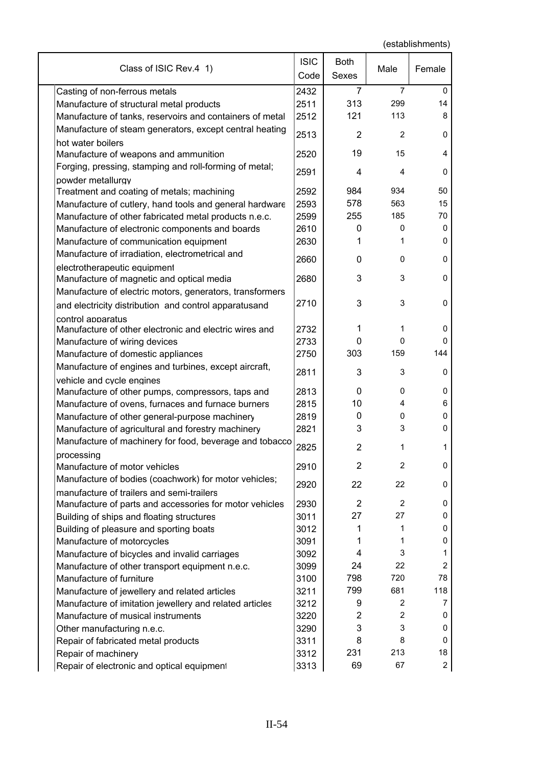(establishments)

| Class of ISIC Rev.4 1) | ISIC Code | Both Sexes | Male | Female |
|---|---|---|---|---|
| Casting of non-ferrous metals | 2432 | 7 | 7 | 0 |
| Manufacture of structural metal products | 2511 | 313 | 299 | 14 |
| Manufacture of tanks, reservoirs and containers of metal | 2512 | 121 | 113 | 8 |
| Manufacture of steam generators, except central heating hot water boilers | 2513 | 2 | 2 | 0 |
| Manufacture of weapons and ammunition | 2520 | 19 | 15 | 4 |
| Forging, pressing, stamping and roll-forming of metal; powder metallurgy | 2591 | 4 | 4 | 0 |
| Treatment and coating of metals; machining | 2592 | 984 | 934 | 50 |
| Manufacture of cutlery, hand tools and general hardware | 2593 | 578 | 563 | 15 |
| Manufacture of other fabricated metal products n.e.c. | 2599 | 255 | 185 | 70 |
| Manufacture of electronic components and boards | 2610 | 0 | 0 | 0 |
| Manufacture of communication equipment | 2630 | 1 | 1 | 0 |
| Manufacture of irradiation, electrometrical and electrotherapeutic equipment | 2660 | 0 | 0 | 0 |
| Manufacture of magnetic and optical media | 2680 | 3 | 3 | 0 |
| Manufacture of electric motors, generators, transformers and electricity distribution and control apparatusand control apparatus | 2710 | 3 | 3 | 0 |
| Manufacture of other electronic and electric wires and | 2732 | 1 | 1 | 0 |
| Manufacture of wiring devices | 2733 | 0 | 0 | 0 |
| Manufacture of domestic appliances | 2750 | 303 | 159 | 144 |
| Manufacture of engines and turbines, except aircraft, vehicle and cycle engines | 2811 | 3 | 3 | 0 |
| Manufacture of other pumps, compressors, taps and | 2813 | 0 | 0 | 0 |
| Manufacture of ovens, furnaces and furnace burners | 2815 | 10 | 4 | 6 |
| Manufacture of other general-purpose machinery | 2819 | 0 | 0 | 0 |
| Manufacture of agricultural and forestry machinery | 2821 | 3 | 3 | 0 |
| Manufacture of machinery for food, beverage and tobacco processing | 2825 | 2 | 1 | 1 |
| Manufacture of motor vehicles | 2910 | 2 | 2 | 0 |
| Manufacture of bodies (coachwork) for motor vehicles; manufacture of trailers and semi-trailers | 2920 | 22 | 22 | 0 |
| Manufacture of parts and accessories for motor vehicles | 2930 | 2 | 2 | 0 |
| Building of ships and floating structures | 3011 | 27 | 27 | 0 |
| Building of pleasure and sporting boats | 3012 | 1 | 1 | 0 |
| Manufacture of motorcycles | 3091 | 1 | 1 | 0 |
| Manufacture of bicycles and invalid carriages | 3092 | 4 | 3 | 1 |
| Manufacture of other transport equipment n.e.c. | 3099 | 24 | 22 | 2 |
| Manufacture of furniture | 3100 | 798 | 720 | 78 |
| Manufacture of jewellery and related articles | 3211 | 799 | 681 | 118 |
| Manufacture of imitation jewellery and related articles | 3212 | 9 | 2 | 7 |
| Manufacture of musical instruments | 3220 | 2 | 2 | 0 |
| Other manufacturing n.e.c. | 3290 | 3 | 3 | 0 |
| Repair of fabricated metal products | 3311 | 8 | 8 | 0 |
| Repair of machinery | 3312 | 231 | 213 | 18 |
| Repair of electronic and optical equipment | 3313 | 69 | 67 | 2 |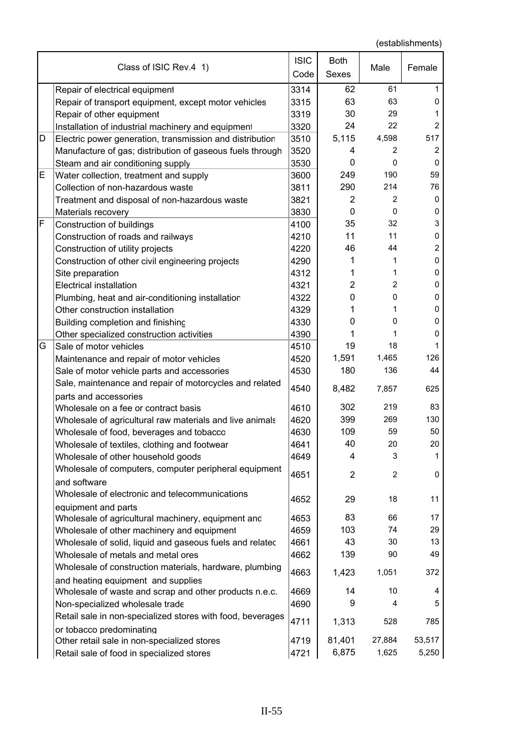(establishments)

| | Class of ISIC Rev.4 1) | ISIC Code | Both Sexes | Male | Female |
|---|---|---|---|---|---|
| | Repair of electrical equipment | 3314 | 62 | 61 | 1 |
| | Repair of transport equipment, except motor vehicles | 3315 | 63 | 63 | 0 |
| | Repair of other equipment | 3319 | 30 | 29 | 1 |
| | Installation of industrial machinery and equipment | 3320 | 24 | 22 | 2 |
| D | Electric power generation, transmission and distribution | 3510 | 5,115 | 4,598 | 517 |
| | Manufacture of gas; distribution of gaseous fuels through | 3520 | 4 | 2 | 2 |
| | Steam and air conditioning supply | 3530 | 0 | 0 | 0 |
| E | Water collection, treatment and supply | 3600 | 249 | 190 | 59 |
| | Collection of non-hazardous waste | 3811 | 290 | 214 | 76 |
| | Treatment and disposal of non-hazardous waste | 3821 | 2 | 2 | 0 |
| | Materials recovery | 3830 | 0 | 0 | 0 |
| F | Construction of buildings | 4100 | 35 | 32 | 3 |
| | Construction of roads and railways | 4210 | 11 | 11 | 0 |
| | Construction of utility projects | 4220 | 46 | 44 | 2 |
| | Construction of other civil engineering projects | 4290 | 1 | 1 | 0 |
| | Site preparation | 4312 | 1 | 1 | 0 |
| | Electrical installation | 4321 | 2 | 2 | 0 |
| | Plumbing, heat and air-conditioning installation | 4322 | 0 | 0 | 0 |
| | Other construction installation | 4329 | 1 | 1 | 0 |
| | Building completion and finishing | 4330 | 0 | 0 | 0 |
| | Other specialized construction activities | 4390 | 1 | 1 | 0 |
| G | Sale of motor vehicles | 4510 | 19 | 18 | 1 |
| | Maintenance and repair of motor vehicles | 4520 | 1,591 | 1,465 | 126 |
| | Sale of motor vehicle parts and accessories | 4530 | 180 | 136 | 44 |
| | Sale, maintenance and repair of motorcycles and related parts and accessories | 4540 | 8,482 | 7,857 | 625 |
| | Wholesale on a fee or contract basis | 4610 | 302 | 219 | 83 |
| | Wholesale of agricultural raw materials and live animals | 4620 | 399 | 269 | 130 |
| | Wholesale of food, beverages and tobacco | 4630 | 109 | 59 | 50 |
| | Wholesale of textiles, clothing and footwear | 4641 | 40 | 20 | 20 |
| | Wholesale of other household goods | 4649 | 4 | 3 | 1 |
| | Wholesale of computers, computer peripheral equipment and software | 4651 | 2 | 2 | 0 |
| | Wholesale of electronic and telecommunications equipment and parts | 4652 | 29 | 18 | 11 |
| | Wholesale of agricultural machinery, equipment and | 4653 | 83 | 66 | 17 |
| | Wholesale of other machinery and equipment | 4659 | 103 | 74 | 29 |
| | Wholesale of solid, liquid and gaseous fuels and related | 4661 | 43 | 30 | 13 |
| | Wholesale of metals and metal ores | 4662 | 139 | 90 | 49 |
| | Wholesale of construction materials, hardware, plumbing and heating equipment and supplies | 4663 | 1,423 | 1,051 | 372 |
| | Wholesale of waste and scrap and other products n.e.c. | 4669 | 14 | 10 | 4 |
| | Non-specialized wholesale trade | 4690 | 9 | 4 | 5 |
| | Retail sale in non-specialized stores with food, beverages or tobacco predominating | 4711 | 1,313 | 528 | 785 |
| | Other retail sale in non-specialized stores | 4719 | 81,401 | 27,884 | 53,517 |
| | Retail sale of food in specialized stores | 4721 | 6,875 | 1,625 | 5,250 |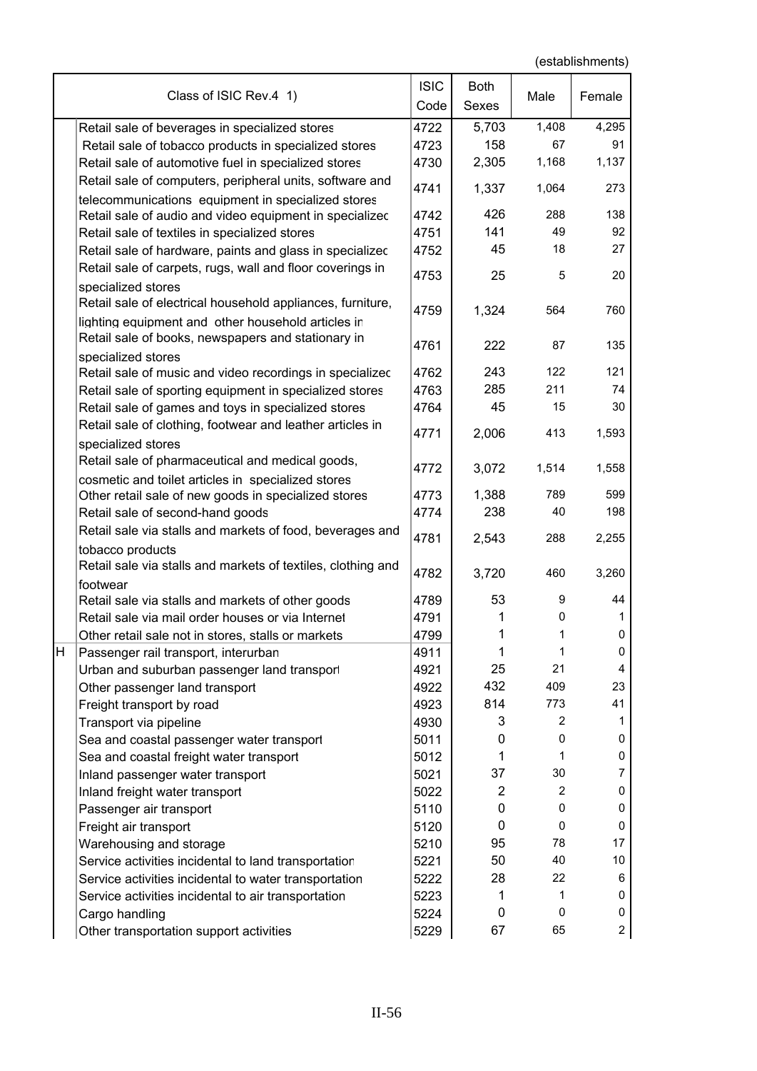(establishments)

| | Class of ISIC Rev.4 1) | ISIC Code | Both Sexes | Male | Female |
|---|---|---|---|---|---|
| | Retail sale of beverages in specialized stores | 4722 | 5,703 | 1,408 | 4,295 |
| | Retail sale of tobacco products in specialized stores | 4723 | 158 | 67 | 91 |
| | Retail sale of automotive fuel in specialized stores | 4730 | 2,305 | 1,168 | 1,137 |
| | Retail sale of computers, peripheral units, software and telecommunications equipment in specialized stores | 4741 | 1,337 | 1,064 | 273 |
| | Retail sale of audio and video equipment in specializec | 4742 | 426 | 288 | 138 |
| | Retail sale of textiles in specialized stores | 4751 | 141 | 49 | 92 |
| | Retail sale of hardware, paints and glass in specializec | 4752 | 45 | 18 | 27 |
| | Retail sale of carpets, rugs, wall and floor coverings in specialized stores | 4753 | 25 | 5 | 20 |
| | Retail sale of electrical household appliances, furniture, lighting equipment and other household articles in | 4759 | 1,324 | 564 | 760 |
| | Retail sale of books, newspapers and stationary in specialized stores | 4761 | 222 | 87 | 135 |
| | Retail sale of music and video recordings in specializec | 4762 | 243 | 122 | 121 |
| | Retail sale of sporting equipment in specialized stores | 4763 | 285 | 211 | 74 |
| | Retail sale of games and toys in specialized stores | 4764 | 45 | 15 | 30 |
| | Retail sale of clothing, footwear and leather articles in specialized stores | 4771 | 2,006 | 413 | 1,593 |
| | Retail sale of pharmaceutical and medical goods, cosmetic and toilet articles in specialized stores | 4772 | 3,072 | 1,514 | 1,558 |
| | Other retail sale of new goods in specialized stores | 4773 | 1,388 | 789 | 599 |
| | Retail sale of second-hand goods | 4774 | 238 | 40 | 198 |
| | Retail sale via stalls and markets of food, beverages and tobacco products | 4781 | 2,543 | 288 | 2,255 |
| | Retail sale via stalls and markets of textiles, clothing and footwear | 4782 | 3,720 | 460 | 3,260 |
| | Retail sale via stalls and markets of other goods | 4789 | 53 | 9 | 44 |
| | Retail sale via mail order houses or via Internet | 4791 | 1 | 0 | 1 |
| | Other retail sale not in stores, stalls or markets | 4799 | 1 | 1 | 0 |
| H | Passenger rail transport, interurban | 4911 | 1 | 1 | 0 |
| | Urban and suburban passenger land transport | 4921 | 25 | 21 | 4 |
| | Other passenger land transport | 4922 | 432 | 409 | 23 |
| | Freight transport by road | 4923 | 814 | 773 | 41 |
| | Transport via pipeline | 4930 | 3 | 2 | 1 |
| | Sea and coastal passenger water transport | 5011 | 0 | 0 | 0 |
| | Sea and coastal freight water transport | 5012 | 1 | 1 | 0 |
| | Inland passenger water transport | 5021 | 37 | 30 | 7 |
| | Inland freight water transport | 5022 | 2 | 2 | 0 |
| | Passenger air transport | 5110 | 0 | 0 | 0 |
| | Freight air transport | 5120 | 0 | 0 | 0 |
| | Warehousing and storage | 5210 | 95 | 78 | 17 |
| | Service activities incidental to land transportation | 5221 | 50 | 40 | 10 |
| | Service activities incidental to water transportation | 5222 | 28 | 22 | 6 |
| | Service activities incidental to air transportation | 5223 | 1 | 1 | 0 |
| | Cargo handling | 5224 | 0 | 0 | 0 |
| | Other transportation support activities | 5229 | 67 | 65 | 2 |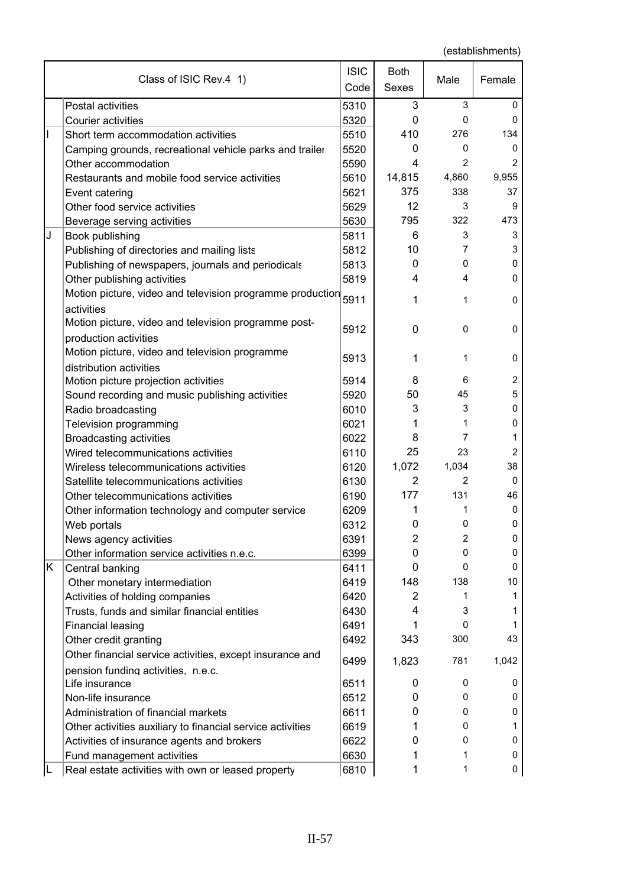(establishments)

| | Class of ISIC Rev.4 1) | ISIC Code | Both Sexes | Male | Female |
|---|---|---|---|---|---|
| | Postal activities | 5310 | 3 | 3 | 0 |
| | Courier activities | 5320 | 0 | 0 | 0 |
| I | Short term accommodation activities | 5510 | 410 | 276 | 134 |
| | Camping grounds, recreational vehicle parks and trailer | 5520 | 0 | 0 | 0 |
| | Other accommodation | 5590 | 4 | 2 | 2 |
| | Restaurants and mobile food service activities | 5610 | 14,815 | 4,860 | 9,955 |
| | Event catering | 5621 | 375 | 338 | 37 |
| | Other food service activities | 5629 | 12 | 3 | 9 |
| | Beverage serving activities | 5630 | 795 | 322 | 473 |
| J | Book publishing | 5811 | 6 | 3 | 3 |
| | Publishing of directories and mailing lists | 5812 | 10 | 7 | 3 |
| | Publishing of newspapers, journals and periodicals | 5813 | 0 | 0 | 0 |
| | Other publishing activities | 5819 | 4 | 4 | 0 |
| | Motion picture, video and television programme production activities | 5911 | 1 | 1 | 0 |
| | Motion picture, video and television programme post-production activities | 5912 | 0 | 0 | 0 |
| | Motion picture, video and television programme distribution activities | 5913 | 1 | 1 | 0 |
| | Motion picture projection activities | 5914 | 8 | 6 | 2 |
| | Sound recording and music publishing activities | 5920 | 50 | 45 | 5 |
| | Radio broadcasting | 6010 | 3 | 3 | 0 |
| | Television programming | 6021 | 1 | 1 | 0 |
| | Broadcasting activities | 6022 | 8 | 7 | 1 |
| | Wired telecommunications activities | 6110 | 25 | 23 | 2 |
| | Wireless telecommunications activities | 6120 | 1,072 | 1,034 | 38 |
| | Satellite telecommunications activities | 6130 | 2 | 2 | 0 |
| | Other telecommunications activities | 6190 | 177 | 131 | 46 |
| | Other information technology and computer service | 6209 | 1 | 1 | 0 |
| | Web portals | 6312 | 0 | 0 | 0 |
| | News agency activities | 6391 | 2 | 2 | 0 |
| | Other information service activities n.e.c. | 6399 | 0 | 0 | 0 |
| K | Central banking | 6411 | 0 | 0 | 0 |
| | Other monetary intermediation | 6419 | 148 | 138 | 10 |
| | Activities of holding companies | 6420 | 2 | 1 | 1 |
| | Trusts, funds and similar financial entities | 6430 | 4 | 3 | 1 |
| | Financial leasing | 6491 | 1 | 0 | 1 |
| | Other credit granting | 6492 | 343 | 300 | 43 |
| | Other financial service activities, except insurance and pension funding activities, n.e.c. | 6499 | 1,823 | 781 | 1,042 |
| | Life insurance | 6511 | 0 | 0 | 0 |
| | Non-life insurance | 6512 | 0 | 0 | 0 |
| | Administration of financial markets | 6611 | 0 | 0 | 0 |
| | Other activities auxiliary to financial service activities | 6619 | 1 | 0 | 1 |
| | Activities of insurance agents and brokers | 6622 | 0 | 0 | 0 |
| | Fund management activities | 6630 | 1 | 1 | 0 |
| L | Real estate activities with own or leased property | 6810 | 1 | 1 | 0 |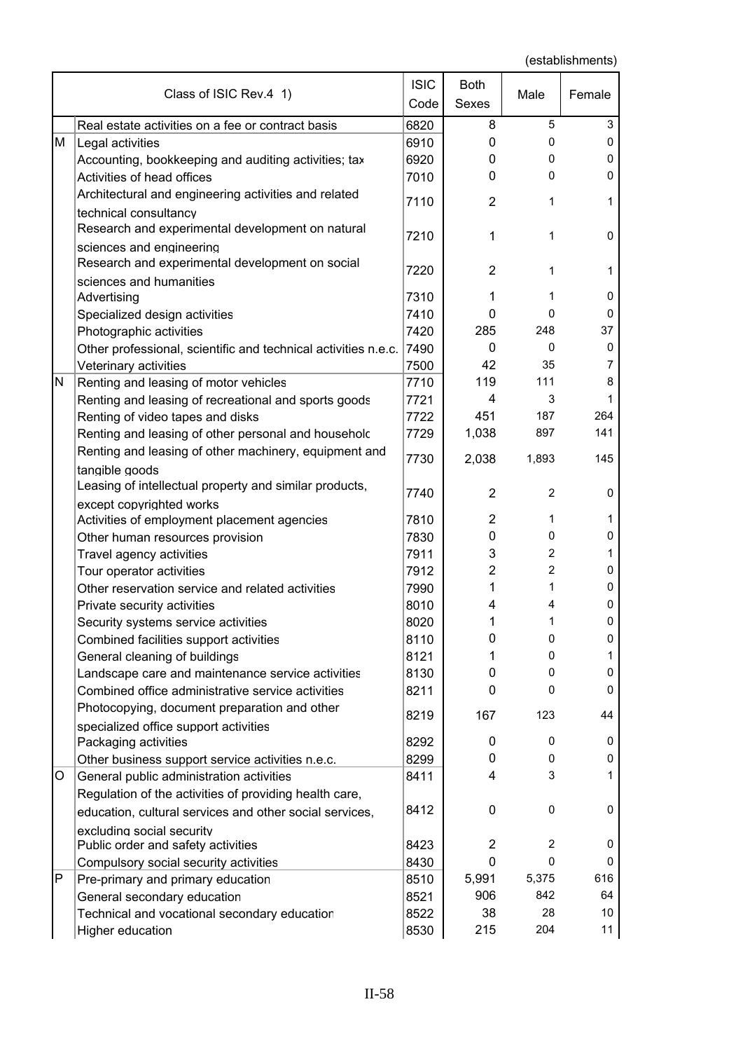(establishments)

| | Class of ISIC Rev.4 1) | ISIC Code | Both Sexes | Male | Female |
|---|---|---|---|---|---|
| | Real estate activities on a fee or contract basis | 6820 | 8 | 5 | 3 |
| M | Legal activities | 6910 | 0 | 0 | 0 |
| | Accounting, bookkeeping and auditing activities; tax | 6920 | 0 | 0 | 0 |
| | Activities of head offices | 7010 | 0 | 0 | 0 |
| | Architectural and engineering activities and related technical consultancy | 7110 | 2 | 1 | 1 |
| | Research and experimental development on natural sciences and engineering | 7210 | 1 | 1 | 0 |
| | Research and experimental development on social sciences and humanities | 7220 | 2 | 1 | 1 |
| | Advertising | 7310 | 1 | 1 | 0 |
| | Specialized design activities | 7410 | 0 | 0 | 0 |
| | Photographic activities | 7420 | 285 | 248 | 37 |
| | Other professional, scientific and technical activities n.e.c. | 7490 | 0 | 0 | 0 |
| | Veterinary activities | 7500 | 42 | 35 | 7 |
| N | Renting and leasing of motor vehicles | 7710 | 119 | 111 | 8 |
| | Renting and leasing of recreational and sports goods | 7721 | 4 | 3 | 1 |
| | Renting of video tapes and disks | 7722 | 451 | 187 | 264 |
| | Renting and leasing of other personal and household | 7729 | 1,038 | 897 | 141 |
| | Renting and leasing of other machinery, equipment and tangible goods | 7730 | 2,038 | 1,893 | 145 |
| | Leasing of intellectual property and similar products, except copyrighted works | 7740 | 2 | 2 | 0 |
| | Activities of employment placement agencies | 7810 | 2 | 1 | 1 |
| | Other human resources provision | 7830 | 0 | 0 | 0 |
| | Travel agency activities | 7911 | 3 | 2 | 1 |
| | Tour operator activities | 7912 | 2 | 2 | 0 |
| | Other reservation service and related activities | 7990 | 1 | 1 | 0 |
| | Private security activities | 8010 | 4 | 4 | 0 |
| | Security systems service activities | 8020 | 1 | 1 | 0 |
| | Combined facilities support activities | 8110 | 0 | 0 | 0 |
| | General cleaning of buildings | 8121 | 1 | 0 | 1 |
| | Landscape care and maintenance service activities | 8130 | 0 | 0 | 0 |
| | Combined office administrative service activities | 8211 | 0 | 0 | 0 |
| | Photocopying, document preparation and other specialized office support activities | 8219 | 167 | 123 | 44 |
| | Packaging activities | 8292 | 0 | 0 | 0 |
| | Other business support service activities n.e.c. | 8299 | 0 | 0 | 0 |
| O | General public administration activities | 8411 | 4 | 3 | 1 |
| | Regulation of the activities of providing health care, education, cultural services and other social services, excluding social security | 8412 | 0 | 0 | 0 |
| | Public order and safety activities | 8423 | 2 | 2 | 0 |
| | Compulsory social security activities | 8430 | 0 | 0 | 0 |
| P | Pre-primary and primary education | 8510 | 5,991 | 5,375 | 616 |
| | General secondary education | 8521 | 906 | 842 | 64 |
| | Technical and vocational secondary education | 8522 | 38 | 28 | 10 |
| | Higher education | 8530 | 215 | 204 | 11 |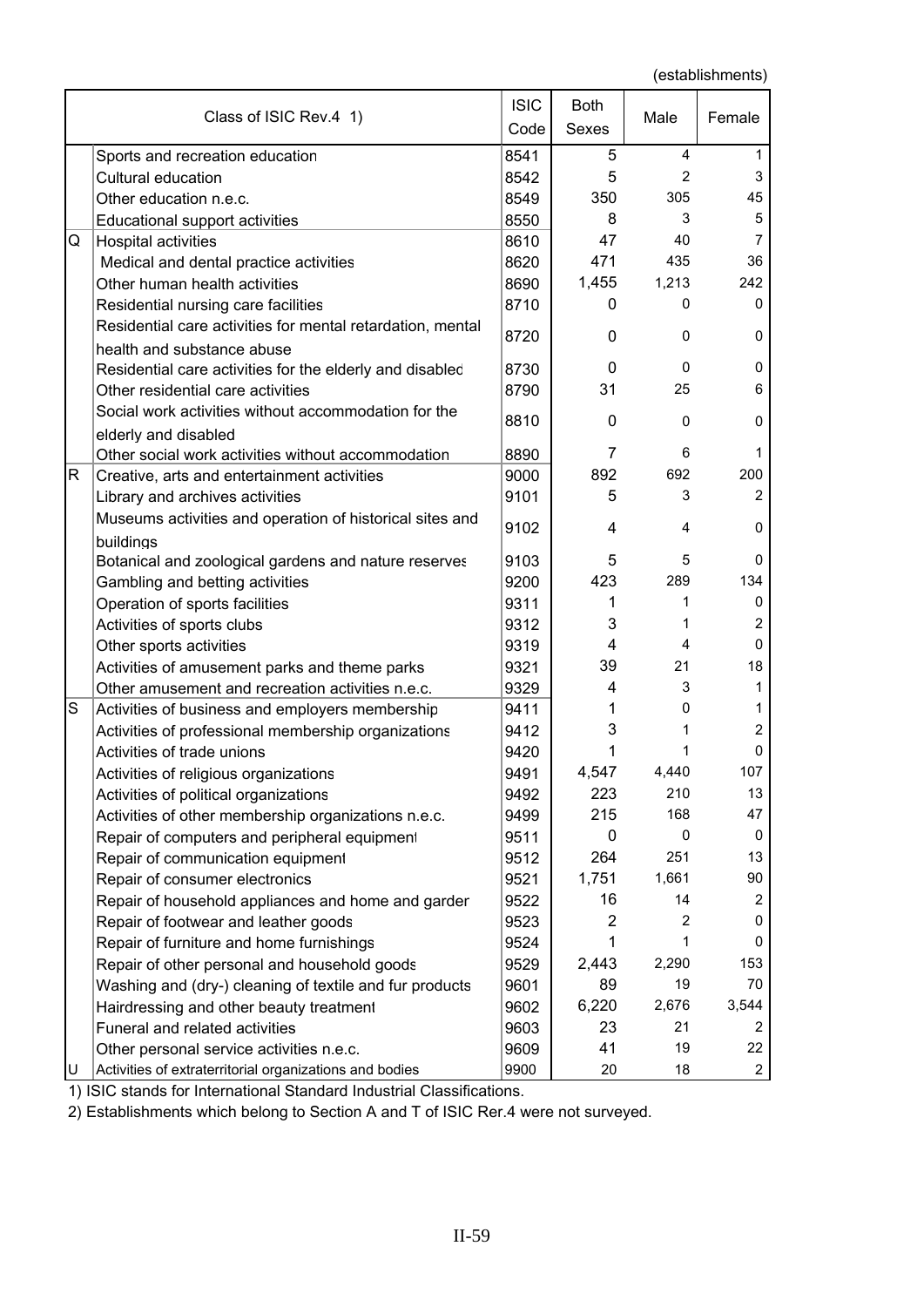(establishments)

| | Class of ISIC Rev.4 1) | ISIC Code | Both Sexes | Male | Female |
|---|---|---|---|---|---|
| | Sports and recreation education | 8541 | 5 | 4 | 1 |
| | Cultural education | 8542 | 5 | 2 | 3 |
| | Other education n.e.c. | 8549 | 350 | 305 | 45 |
| | Educational support activities | 8550 | 8 | 3 | 5 |
| Q | Hospital activities | 8610 | 47 | 40 | 7 |
| | Medical and dental practice activities | 8620 | 471 | 435 | 36 |
| | Other human health activities | 8690 | 1,455 | 1,213 | 242 |
| | Residential nursing care facilities | 8710 | 0 | 0 | 0 |
| | Residential care activities for mental retardation, mental health and substance abuse | 8720 | 0 | 0 | 0 |
| | Residential care activities for the elderly and disabled | 8730 | 0 | 0 | 0 |
| | Other residential care activities | 8790 | 31 | 25 | 6 |
| | Social work activities without accommodation for the elderly and disabled | 8810 | 0 | 0 | 0 |
| | Other social work activities without accommodation | 8890 | 7 | 6 | 1 |
| R | Creative, arts and entertainment activities | 9000 | 892 | 692 | 200 |
| | Library and archives activities | 9101 | 5 | 3 | 2 |
| | Museums activities and operation of historical sites and buildings | 9102 | 4 | 4 | 0 |
| | Botanical and zoological gardens and nature reserves | 9103 | 5 | 5 | 0 |
| | Gambling and betting activities | 9200 | 423 | 289 | 134 |
| | Operation of sports facilities | 9311 | 1 | 1 | 0 |
| | Activities of sports clubs | 9312 | 3 | 1 | 2 |
| | Other sports activities | 9319 | 4 | 4 | 0 |
| | Activities of amusement parks and theme parks | 9321 | 39 | 21 | 18 |
| | Other amusement and recreation activities n.e.c. | 9329 | 4 | 3 | 1 |
| S | Activities of business and employers membership | 9411 | 1 | 0 | 1 |
| | Activities of professional membership organizations | 9412 | 3 | 1 | 2 |
| | Activities of trade unions | 9420 | 1 | 1 | 0 |
| | Activities of religious organizations | 9491 | 4,547 | 4,440 | 107 |
| | Activities of political organizations | 9492 | 223 | 210 | 13 |
| | Activities of other membership organizations n.e.c. | 9499 | 215 | 168 | 47 |
| | Repair of computers and peripheral equipment | 9511 | 0 | 0 | 0 |
| | Repair of communication equipment | 9512 | 264 | 251 | 13 |
| | Repair of consumer electronics | 9521 | 1,751 | 1,661 | 90 |
| | Repair of household appliances and home and garden | 9522 | 16 | 14 | 2 |
| | Repair of footwear and leather goods | 9523 | 2 | 2 | 0 |
| | Repair of furniture and home furnishings | 9524 | 1 | 1 | 0 |
| | Repair of other personal and household goods | 9529 | 2,443 | 2,290 | 153 |
| | Washing and (dry-) cleaning of textile and fur products | 9601 | 89 | 19 | 70 |
| | Hairdressing and other beauty treatment | 9602 | 6,220 | 2,676 | 3,544 |
| | Funeral and related activities | 9603 | 23 | 21 | 2 |
| | Other personal service activities n.e.c. | 9609 | 41 | 19 | 22 |
| U | Activities of extraterritorial organizations and bodies | 9900 | 20 | 18 | 2 |

1) ISIC stands for International Standard Industrial Classifications.

2) Establishments which belong to Section A and T of ISIC Rer.4 were not surveyed.